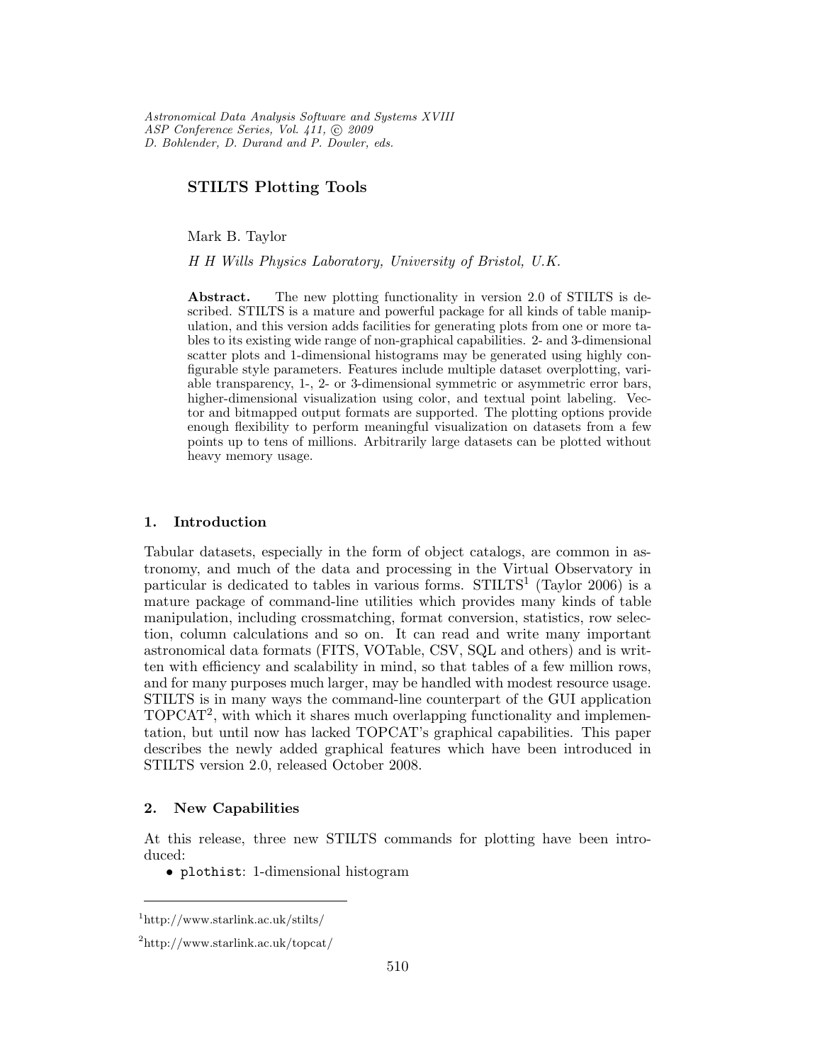*Astronomical Data Analysis Software and Systems XVIII*
*ASP Conference Series, Vol. 411, © 2009*
*D. Bohlender, D. Durand and P. Dowler, eds.*

# STILTS Plotting Tools

Mark B. Taylor

*H H Wills Physics Laboratory, University of Bristol, U.K.*

**Abstract.** The new plotting functionality in version 2.0 of STILTS is described. STILTS is a mature and powerful package for all kinds of table manipulation, and this version adds facilities for generating plots from one or more tables to its existing wide range of non-graphical capabilities. 2- and 3-dimensional scatter plots and 1-dimensional histograms may be generated using highly configurable style parameters. Features include multiple dataset overplotting, variable transparency, 1-, 2- or 3-dimensional symmetric or asymmetric error bars, higher-dimensional visualization using color, and textual point labeling. Vector and bitmapped output formats are supported. The plotting options provide enough flexibility to perform meaningful visualization on datasets from a few points up to tens of millions. Arbitrarily large datasets can be plotted without heavy memory usage.

## 1. Introduction

Tabular datasets, especially in the form of object catalogs, are common in astronomy, and much of the data and processing in the Virtual Observatory in particular is dedicated to tables in various forms. STILTS[1] (Taylor 2006) is a mature package of command-line utilities which provides many kinds of table manipulation, including crossmatching, format conversion, statistics, row selection, column calculations and so on. It can read and write many important astronomical data formats (FITS, VOTable, CSV, SQL and others) and is written with efficiency and scalability in mind, so that tables of a few million rows, and for many purposes much larger, may be handled with modest resource usage. STILTS is in many ways the command-line counterpart of the GUI application TOPCAT[2], with which it shares much overlapping functionality and implementation, but until now has lacked TOPCAT's graphical capabilities. This paper describes the newly added graphical features which have been introduced in STILTS version 2.0, released October 2008.

## 2. New Capabilities

At this release, three new STILTS commands for plotting have been introduced:

- `plothist`: 1-dimensional histogram

---

[1] http://www.starlink.ac.uk/stilts/

[2] http://www.starlink.ac.uk/topcat/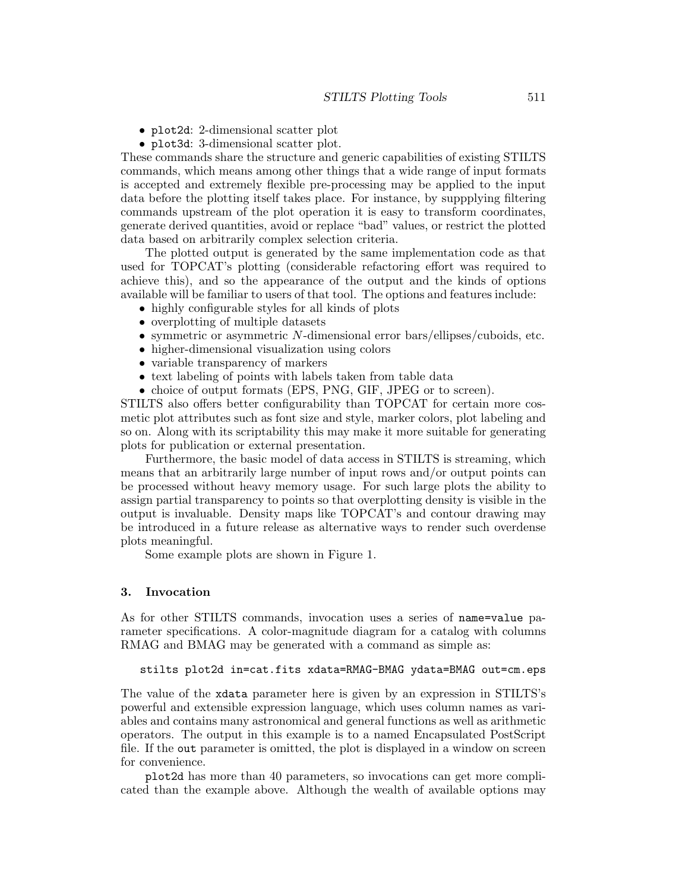- `plot2d`: 2-dimensional scatter plot
- `plot3d`: 3-dimensional scatter plot.

These commands share the structure and generic capabilities of existing STILTS commands, which means among other things that a wide range of input formats is accepted and extremely flexible pre-processing may be applied to the input data before the plotting itself takes place. For instance, by suppplying filtering commands upstream of the plot operation it is easy to transform coordinates, generate derived quantities, avoid or replace "bad" values, or restrict the plotted data based on arbitrarily complex selection criteria.

The plotted output is generated by the same implementation code as that used for TOPCAT's plotting (considerable refactoring effort was required to achieve this), and so the appearance of the output and the kinds of options available will be familiar to users of that tool. The options and features include:

- highly configurable styles for all kinds of plots
- overplotting of multiple datasets
- symmetric or asymmetric $N$-dimensional error bars/ellipses/cuboids, etc.
- higher-dimensional visualization using colors
- variable transparency of markers
- text labeling of points with labels taken from table data
- choice of output formats (EPS, PNG, GIF, JPEG or to screen).

STILTS also offers better configurability than TOPCAT for certain more cosmetic plot attributes such as font size and style, marker colors, plot labeling and so on. Along with its scriptability this may make it more suitable for generating plots for publication or external presentation.

Furthermore, the basic model of data access in STILTS is streaming, which means that an arbitrarily large number of input rows and/or output points can be processed without heavy memory usage. For such large plots the ability to assign partial transparency to points so that overplotting density is visible in the output is invaluable. Density maps like TOPCAT's and contour drawing may be introduced in a future release as alternative ways to render such overdense plots meaningful.

Some example plots are shown in Figure 1.

## 3. Invocation

As for other STILTS commands, invocation uses a series of `name=value` parameter specifications. A color-magnitude diagram for a catalog with columns RMAG and BMAG may be generated with a command as simple as:

```
stilts plot2d in=cat.fits xdata=RMAG-BMAG ydata=BMAG out=cm.eps
```

The value of the `xdata` parameter here is given by an expression in STILTS's powerful and extensible expression language, which uses column names as variables and contains many astronomical and general functions as well as arithmetic operators. The output in this example is to a named Encapsulated PostScript file. If the `out` parameter is omitted, the plot is displayed in a window on screen for convenience.

`plot2d` has more than 40 parameters, so invocations can get more complicated than the example above. Although the wealth of available options may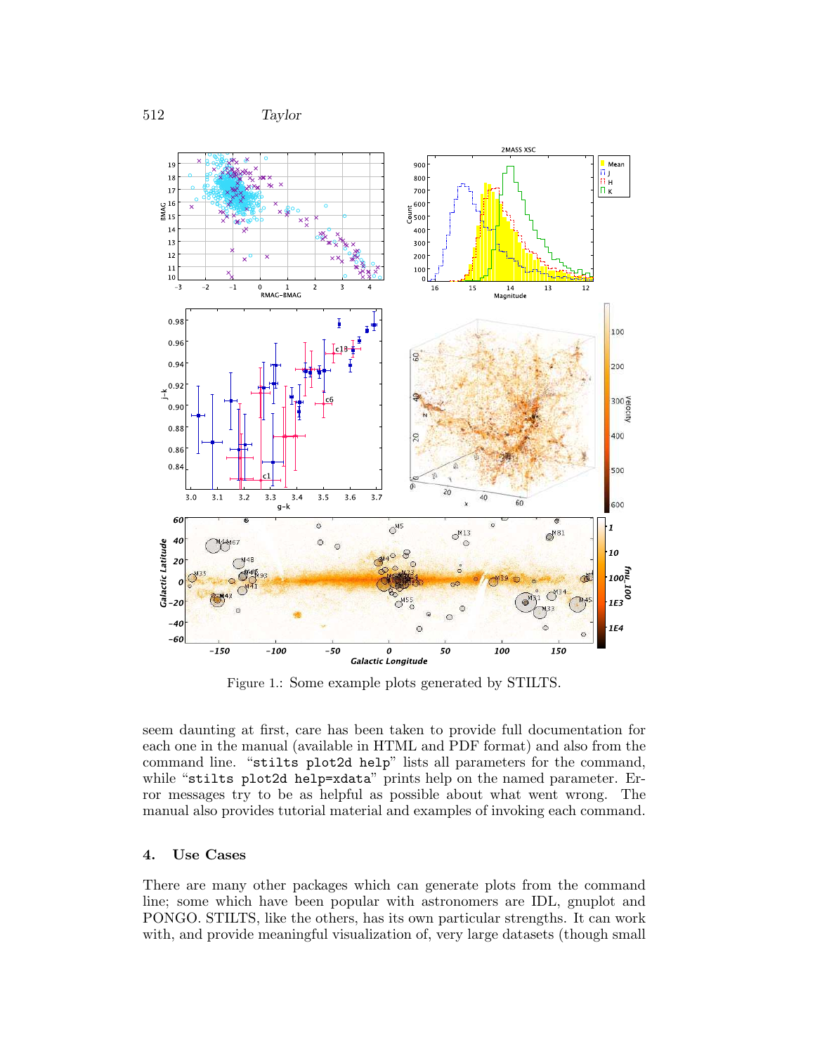Figure 1.: Some example plots generated by STILTS.

seem daunting at first, care has been taken to provide full documentation for each one in the manual (available in HTML and PDF format) and also from the command line. "`stilts plot2d help`" lists all parameters for the command, while "`stilts plot2d help=xdata`" prints help on the named parameter. Error messages try to be as helpful as possible about what went wrong. The manual also provides tutorial material and examples of invoking each command.

## 4. Use Cases

There are many other packages which can generate plots from the command line; some which have been popular with astronomers are IDL, gnuplot and PONGO. STILTS, like the others, has its own particular strengths. It can work with, and provide meaningful visualization of, very large datasets (though small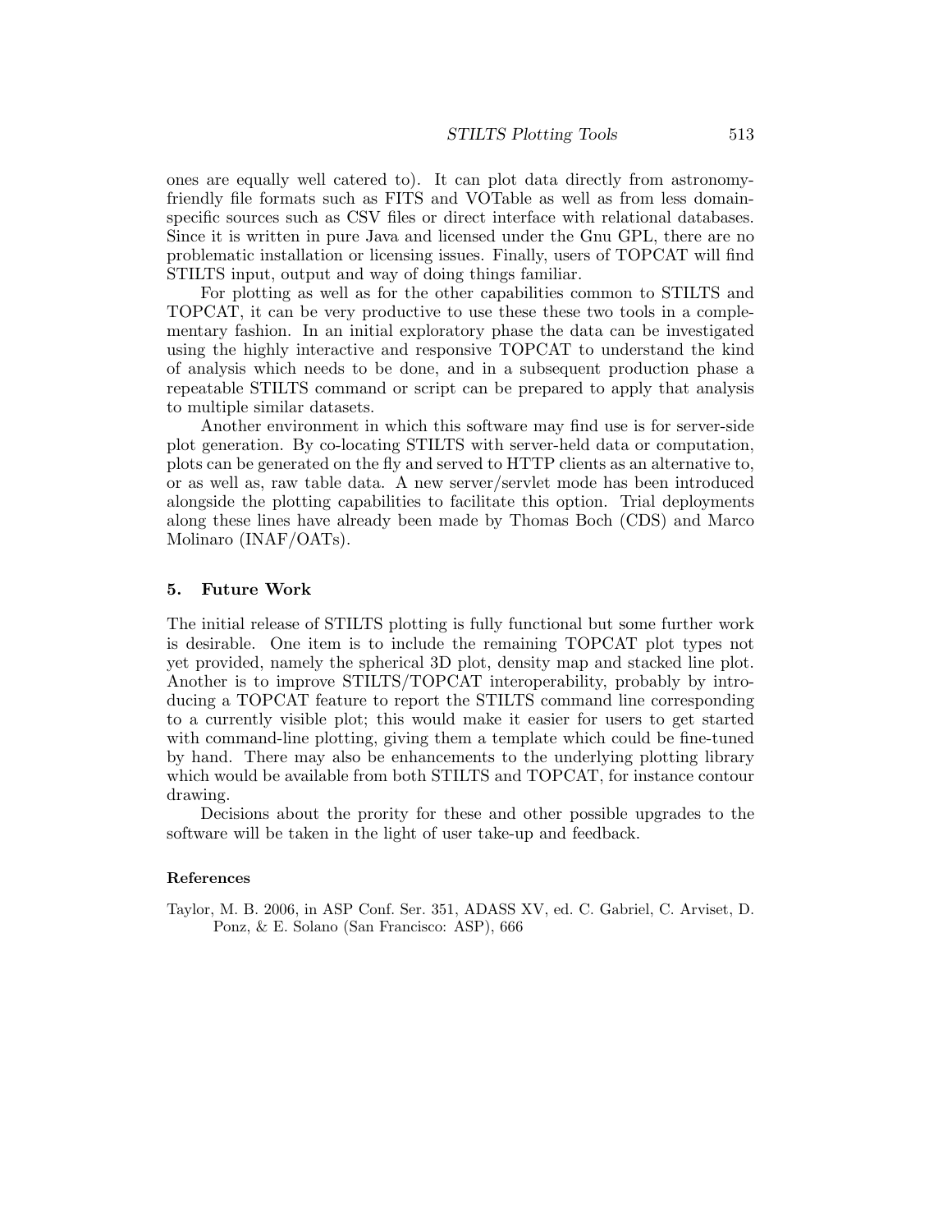ones are equally well catered to). It can plot data directly from astronomy-friendly file formats such as FITS and VOTable as well as from less domain-specific sources such as CSV files or direct interface with relational databases. Since it is written in pure Java and licensed under the Gnu GPL, there are no problematic installation or licensing issues. Finally, users of TOPCAT will find STILTS input, output and way of doing things familiar.

For plotting as well as for the other capabilities common to STILTS and TOPCAT, it can be very productive to use these these two tools in a complementary fashion. In an initial exploratory phase the data can be investigated using the highly interactive and responsive TOPCAT to understand the kind of analysis which needs to be done, and in a subsequent production phase a repeatable STILTS command or script can be prepared to apply that analysis to multiple similar datasets.

Another environment in which this software may find use is for server-side plot generation. By co-locating STILTS with server-held data or computation, plots can be generated on the fly and served to HTTP clients as an alternative to, or as well as, raw table data. A new server/servlet mode has been introduced alongside the plotting capabilities to facilitate this option. Trial deployments along these lines have already been made by Thomas Boch (CDS) and Marco Molinaro (INAF/OATs).

## 5. Future Work

The initial release of STILTS plotting is fully functional but some further work is desirable. One item is to include the remaining TOPCAT plot types not yet provided, namely the spherical 3D plot, density map and stacked line plot. Another is to improve STILTS/TOPCAT interoperability, probably by introducing a TOPCAT feature to report the STILTS command line corresponding to a currently visible plot; this would make it easier for users to get started with command-line plotting, giving them a template which could be fine-tuned by hand. There may also be enhancements to the underlying plotting library which would be available from both STILTS and TOPCAT, for instance contour drawing.

Decisions about the prority for these and other possible upgrades to the software will be taken in the light of user take-up and feedback.

### References

Taylor, M. B. 2006, in ASP Conf. Ser. 351, ADASS XV, ed. C. Gabriel, C. Arviset, D. Ponz, & E. Solano (San Francisco: ASP), 666